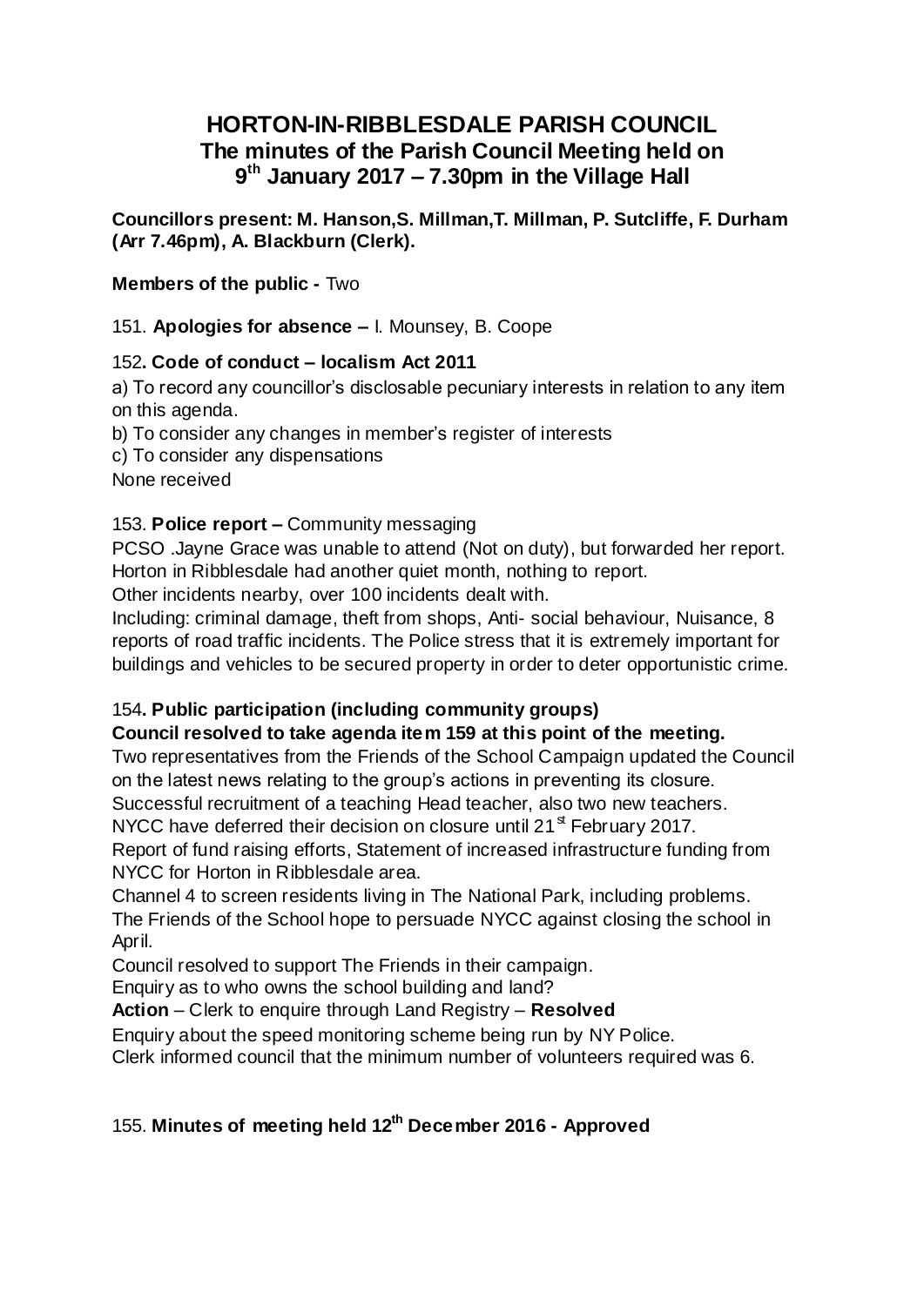# HORTON-IN-RIBBLESDALE PARISH COUNCIL
## The minutes of the Parish Council Meeting held on 9th January 2017 – 7.30pm in the Village Hall

**Councillors present: M. Hanson,S. Millman,T. Millman, P. Sutcliffe, F. Durham (Arr 7.46pm), A. Blackburn (Clerk).**

**Members of the public -** Two

151. **Apologies for absence –** I. Mounsey, B. Coope

152**. Code of conduct – localism Act 2011**

a) To record any councillor's disclosable pecuniary interests in relation to any item on this agenda.
b) To consider any changes in member's register of interests
c) To consider any dispensations
None received

153. **Police report –** Community messaging

PCSO .Jayne Grace was unable to attend (Not on duty), but forwarded her report.
Horton in Ribblesdale had another quiet month, nothing to report.
Other incidents nearby, over 100 incidents dealt with.
Including: criminal damage, theft from shops, Anti- social behaviour, Nuisance, 8 reports of road traffic incidents. The Police stress that it is extremely important for buildings and vehicles to be secured property in order to deter opportunistic crime.

154**. Public participation (including community groups)**

**Council resolved to take agenda item 159 at this point of the meeting.**

Two representatives from the Friends of the School Campaign updated the Council on the latest news relating to the group's actions in preventing its closure.
Successful recruitment of a teaching Head teacher, also two new teachers.
NYCC have deferred their decision on closure until 21st February 2017.
Report of fund raising efforts, Statement of increased infrastructure funding from NYCC for Horton in Ribblesdale area.
Channel 4 to screen residents living in The National Park, including problems.
The Friends of the School hope to persuade NYCC against closing the school in April.
Council resolved to support The Friends in their campaign.
Enquiry as to who owns the school building and land?
**Action** – Clerk to enquire through Land Registry – **Resolved**
Enquiry about the speed monitoring scheme being run by NY Police.
Clerk informed council that the minimum number of volunteers required was 6.

155. **Minutes of meeting held 12th December 2016 - Approved**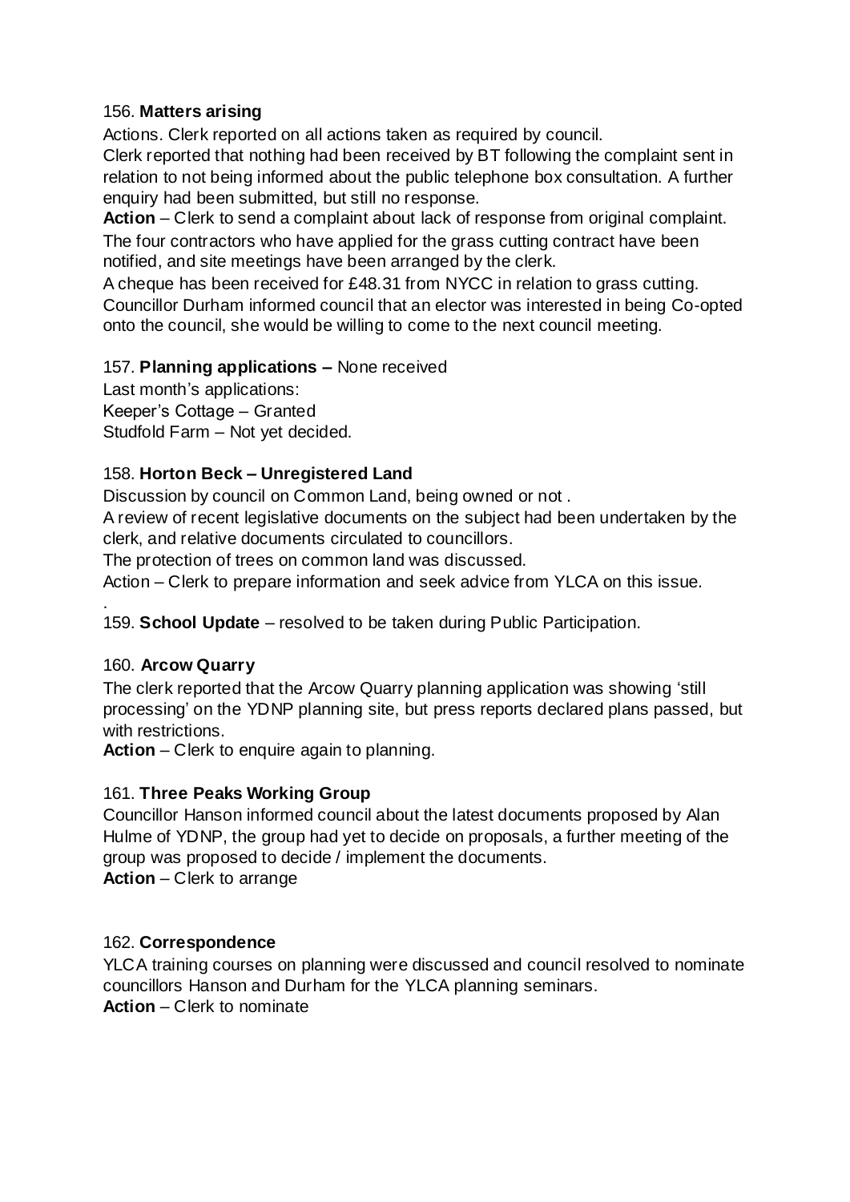156. **Matters arising**

Actions. Clerk reported on all actions taken as required by council.

Clerk reported that nothing had been received by BT following the complaint sent in relation to not being informed about the public telephone box consultation. A further enquiry had been submitted, but still no response.

**Action** – Clerk to send a complaint about lack of response from original complaint.

The four contractors who have applied for the grass cutting contract have been notified, and site meetings have been arranged by the clerk.

A cheque has been received for £48.31 from NYCC in relation to grass cutting.

Councillor Durham informed council that an elector was interested in being Co-opted onto the council, she would be willing to come to the next council meeting.

157. **Planning applications –** None received

Last month's applications:

Keeper's Cottage – Granted

Studfold Farm – Not yet decided.

158. **Horton Beck – Unregistered Land**

Discussion by council on Common Land, being owned or not .

A review of recent legislative documents on the subject had been undertaken by the clerk, and relative documents circulated to councillors.

The protection of trees on common land was discussed.

Action – Clerk to prepare information and seek advice from YLCA on this issue.

.

159. **School Update** – resolved to be taken during Public Participation.

160. **Arcow Quarry**

The clerk reported that the Arcow Quarry planning application was showing 'still processing' on the YDNP planning site, but press reports declared plans passed, but with restrictions.

**Action** – Clerk to enquire again to planning.

161. **Three Peaks Working Group**

Councillor Hanson informed council about the latest documents proposed by Alan Hulme of YDNP, the group had yet to decide on proposals, a further meeting of the group was proposed to decide / implement the documents.

**Action** – Clerk to arrange

162. **Correspondence**

YLCA training courses on planning were discussed and council resolved to nominate councillors Hanson and Durham for the YLCA planning seminars.

**Action** – Clerk to nominate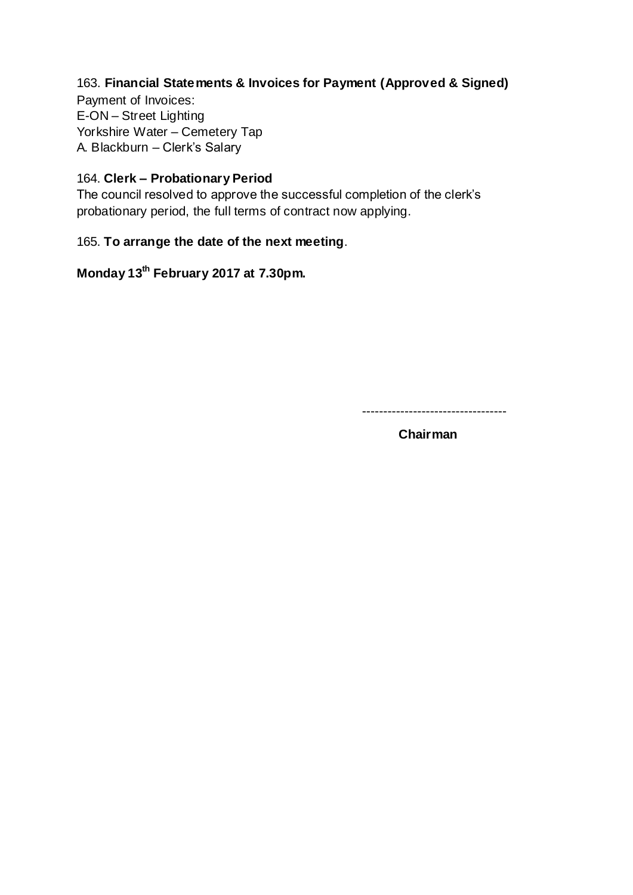163. **Financial Statements & Invoices for Payment (Approved & Signed)**
Payment of Invoices:
E-ON – Street Lighting
Yorkshire Water – Cemetery Tap
A. Blackburn – Clerk's Salary

164. **Clerk – Probationary Period**
The council resolved to approve the successful completion of the clerk's probationary period, the full terms of contract now applying.

165. **To arrange the date of the next meeting**.

**Monday 13th February 2017 at 7.30pm.**

----------------------------------
**Chairman**